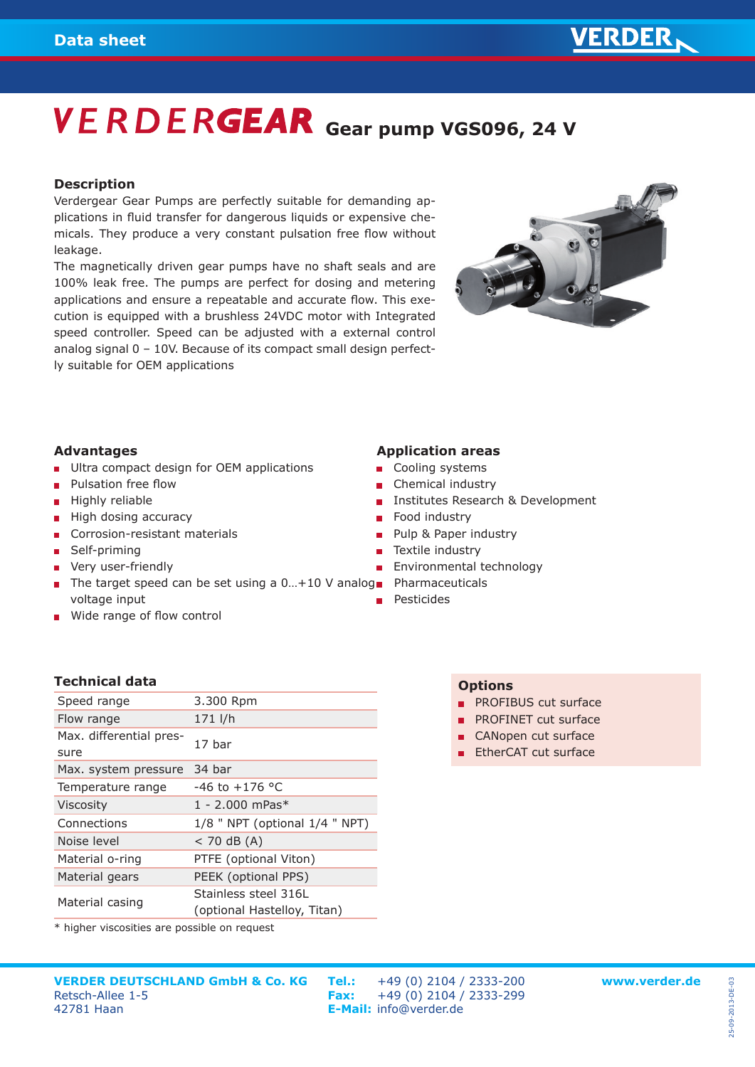Data sheet

# VERDERGEAR Gear pump VGS096, 24 V

### Description

Verdergear Gear Pumps are perfectly suitable for demanding applications in fluid transfer for dangerous liquids or expensive chemicals. They produce a very constant pulsation free flow without leakage.
The magnetically driven gear pumps have no shaft seals and are 100% leak free. The pumps are perfect for dosing and metering applications and ensure a repeatable and accurate flow. This execution is equipped with a brushless 24VDC motor with Integrated speed controller. Speed can be adjusted with a external control analog signal 0 – 10V. Because of its compact small design perfectly suitable for OEM applications

### Advantages

- Ultra compact design for OEM applications
- Pulsation free flow
- Highly reliable
- High dosing accuracy
- Corrosion-resistant materials
- Self-priming
- Very user-friendly
- The target speed can be set using a 0…+10 V analog voltage input
- Wide range of flow control

### Application areas

- Cooling systems
- Chemical industry
- Institutes Research & Development
- Food industry
- Pulp & Paper industry
- Textile industry
- Environmental technology
- Pharmaceuticals
- Pesticides

### Technical data

| | |
|---|---|
| Speed range | 3.300 Rpm |
| Flow range | 171 l/h |
| Max. differential pressure | 17 bar |
| Max. system pressure | 34 bar |
| Temperature range | -46 to +176 °C |
| Viscosity | 1 - 2.000 mPas* |
| Connections | 1/8 " NPT (optional 1/4 " NPT) |
| Noise level | < 70 dB (A) |
| Material o-ring | PTFE (optional Viton) |
| Material gears | PEEK (optional PPS) |
| Material casing | Stainless steel 316L (optional Hastelloy, Titan) |

* higher viscosities are possible on request

### Options

- PROFIBUS cut surface
- PROFINET cut surface
- CANopen cut surface
- EtherCAT cut surface

**VERDER DEUTSCHLAND GmbH & Co. KG**
Retsch-Allee 1-5
42781 Haan

**Tel.:** +49 (0) 2104 / 2333-200
**Fax:** +49 (0) 2104 / 2333-299
**E-Mail:** info@verder.de

**www.verder.de**

25-09-2013-DE-03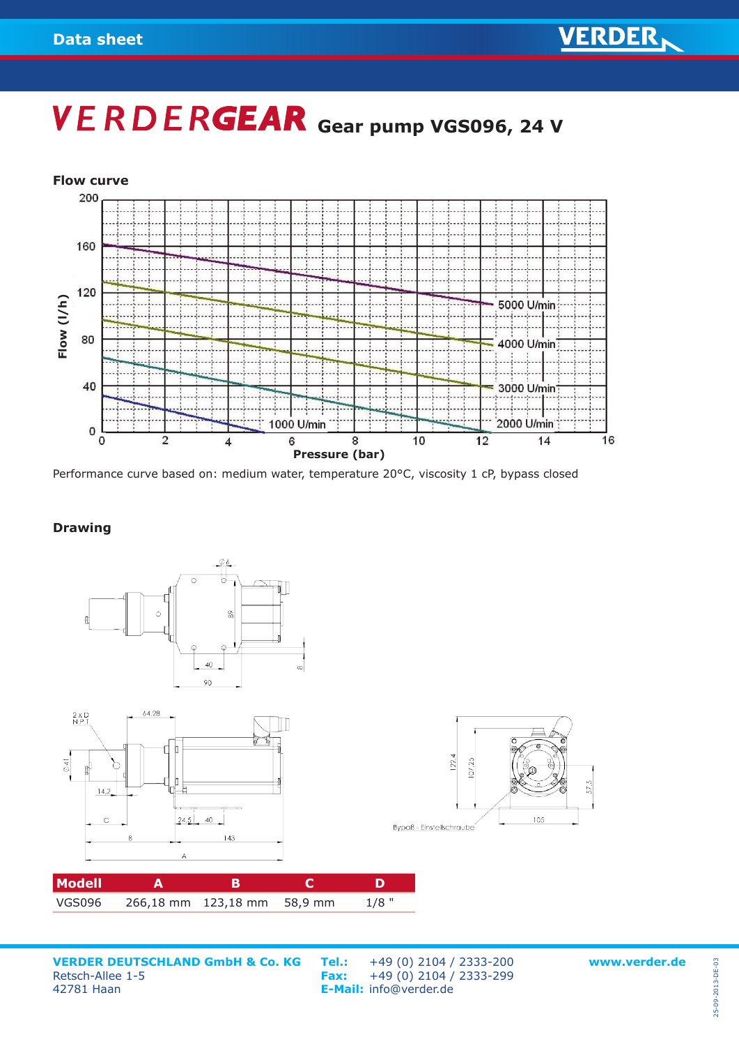Data sheet

# VERDERGEAR Gear pump VGS096, 24 V

## Flow curve

Flow (l/h)

200
160
120
80
40
0

0 2 4 6 8 10 12 14 16

Pressure (bar)

5000 U/min
4000 U/min
3000 U/min
2000 U/min
1000 U/min

Performance curve based on: medium water, temperature 20°C, viscosity 1 cP, bypass closed

## Drawing

Ø 6
89
40
90
8

2 x D N.P.T.
64,28
Ø 41
14,2
C
24,5
40
B
143
A

122,4
107,25
57,5
105
Bypaß - Einstellschraube

| Modell | A | B | C | D |
|---|---|---|---|---|
| VGS096 | 266,18 mm | 123,18 mm | 58,9 mm | 1/8 " |

**VERDER DEUTSCHLAND GmbH & Co. KG**
Retsch-Allee 1-5
42781 Haan

**Tel.:** +49 (0) 2104 / 2333-200
**Fax:** +49 (0) 2104 / 2333-299
**E-Mail:** info@verder.de

**www.verder.de**

25-09-2013-DE-03